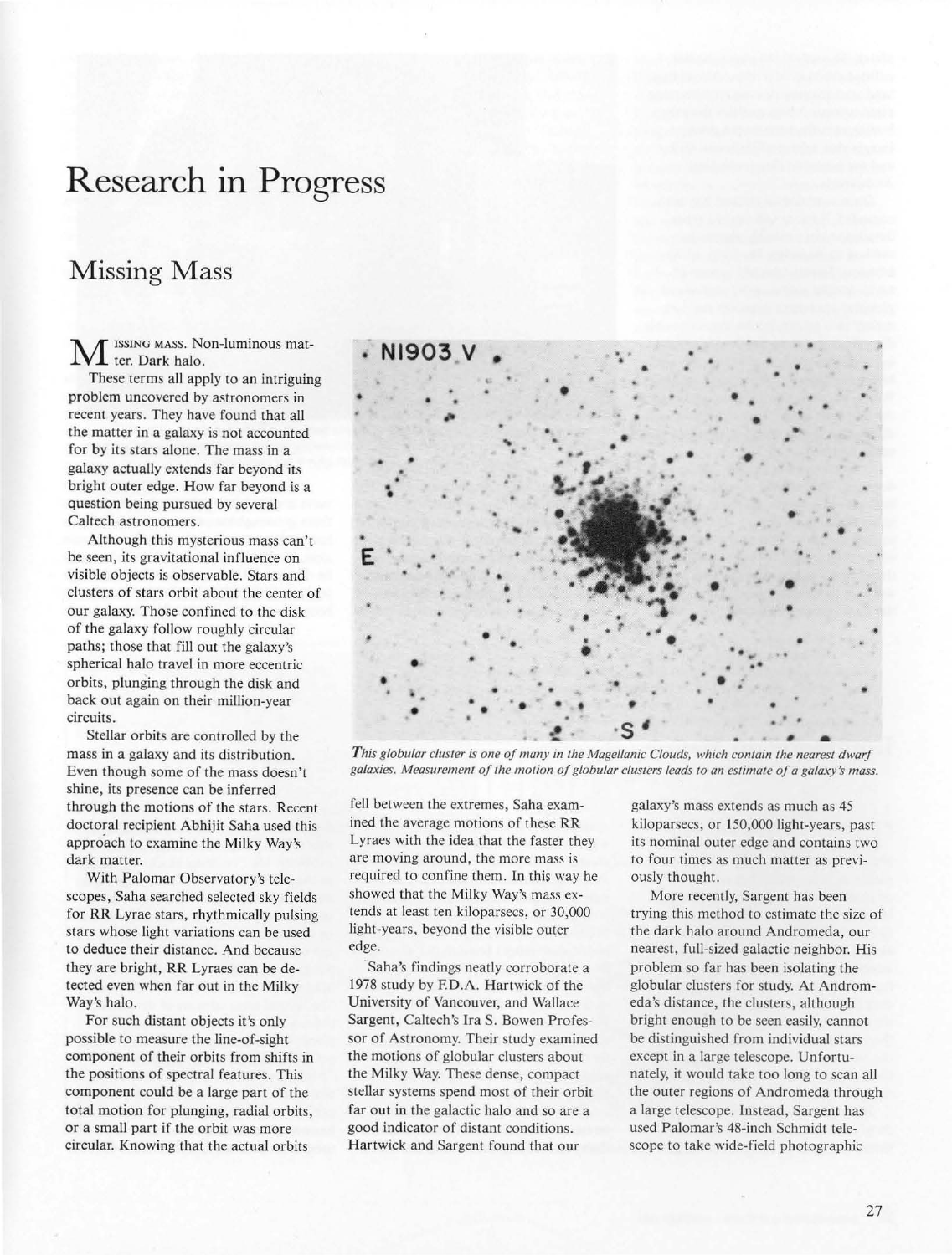# Research in Progress

## Missing Mass

MISSING MASS. Non-luminous matter. Dark halo.

These terms all apply to an intriguing problem uncovered by astronomers in recent years. They have found that all the matter in a galaxy is not accounted for by its stars alone. The mass in a galaxy actually extends far beyond its bright outer edge. How far beyond is a question being pursued by several Caltech astronomers.

Although this mysterious mass can't be seen, its gravitational influence on visible objects is observable. Stars and clusters of stars orbit about the center of our galaxy. Those confined to the disk of the galaxy follow roughly circular paths; those that fill out the galaxy's spherical halo travel in more eccentric orbits, plunging through the disk and back out again on their million-year circuits.

Stellar orbits are controlled by the mass in a galaxy and its distribution. Even though some of the mass doesn't shine, its presence can be inferred through the motions of the stars. Recent doctoral recipient Abhijit Saha used this approach to examine the Milky Way's dark matter.

With Palomar Observatory's telescopes, Saha searched selected sky fields for RR Lyrae stars, rhythmically pulsing stars whose light variations can be used to deduce their distance. And because they are bright, RR Lyraes can be detected even when far out in the Milky Way's halo.

For such distant objects it's only possible to measure the line-of-sight component of their orbits from shifts in the positions of spectral features. This component could be a large part of the total motion for plunging, radial orbits, or a small part if the orbit was more circular. Knowing that the actual orbits fell between the extremes, Saha examined the average motions of these RR Lyraes with the idea that the faster they are moving around, the more mass is required to confine them. In this way he showed that the Milky Way's mass extends at least ten kiloparsecs, or 30,000 light-years, beyond the visible outer edge.

*This globular cluster is one of many in the Magellanic Clouds, which contain the nearest dwarf galaxies. Measurement of the motion of globular clusters leads to an estimate of a galaxy's mass.*

Saha's findings neatly corroborate a 1978 study by F.D.A. Hartwick of the University of Vancouver, and Wallace Sargent, Caltech's Ira S. Bowen Professor of Astronomy. Their study examined the motions of globular clusters about the Milky Way. These dense, compact stellar systems spend most of their orbit far out in the galactic halo and so are a good indicator of distant conditions. Hartwick and Sargent found that our galaxy's mass extends as much as 45 kiloparsecs, or 150,000 light-years, past its nominal outer edge and contains two to four times as much matter as previously thought.

More recently, Sargent has been trying this method to estimate the size of the dark halo around Andromeda, our nearest, full-sized galactic neighbor. His problem so far has been isolating the globular clusters for study. At Andromeda's distance, the clusters, although bright enough to be seen easily, cannot be distinguished from individual stars except in a large telescope. Unfortunately, it would take too long to scan all the outer regions of Andromeda through a large telescope. Instead, Sargent has used Palomar's 48-inch Schmidt telescope to take wide-field photographic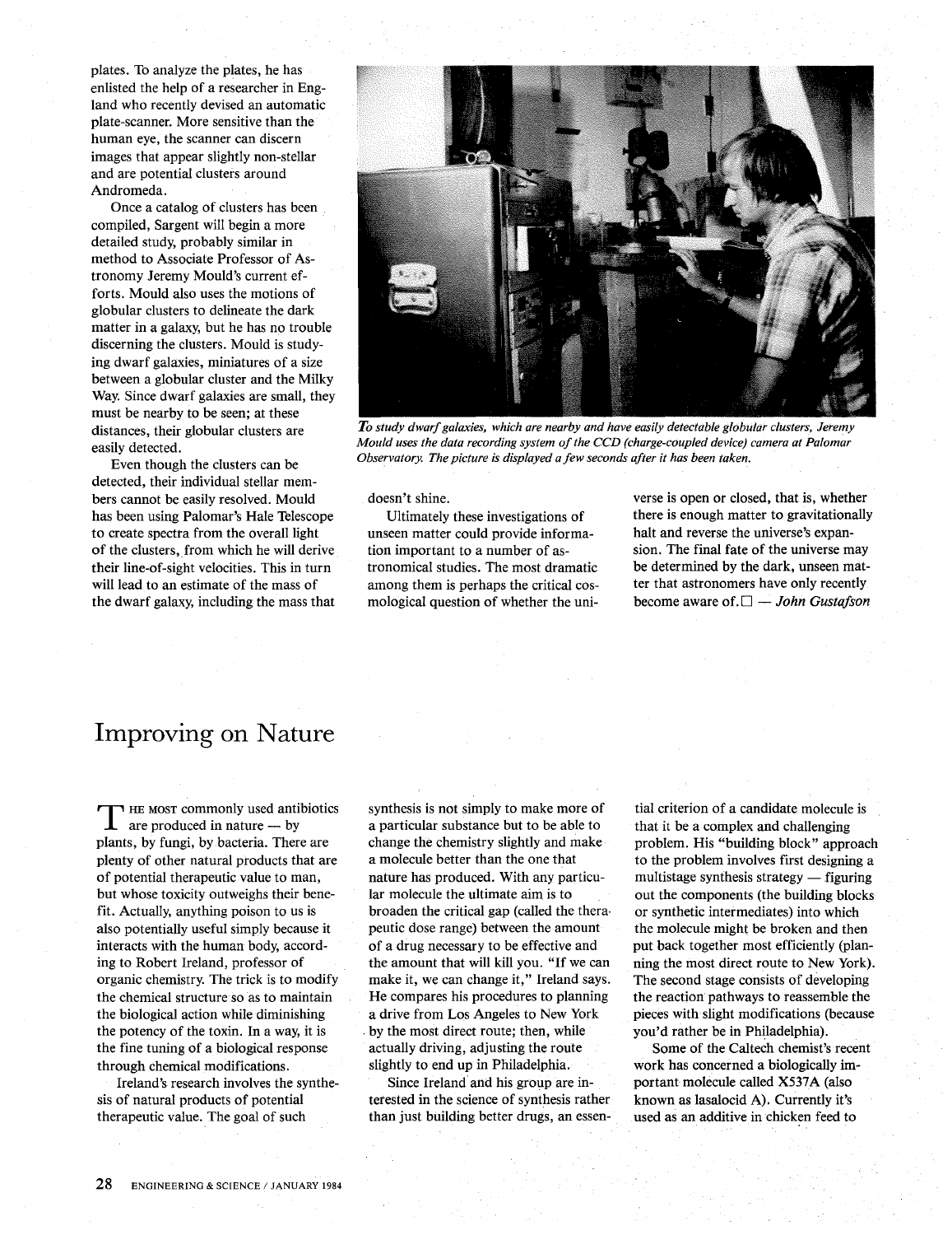plates. To analyze the plates, he has enlisted the help of a researcher in England who recently devised an automatic plate-scanner. More sensitive than the human eye, the scanner can discern images that appear slightly non-stellar and are potential clusters around Andromeda.

Once a catalog of clusters has been compiled, Sargent will begin a more detailed study, probably similar in method to Associate Professor of Astronomy Jeremy Mould's current efforts. Mould also uses the motions of globular clusters to delineate the dark matter in a galaxy, but he has no trouble discerning the clusters. Mould is studying dwarf galaxies, miniatures of a size between a globular cluster and the Milky Way. Since dwarf galaxies are small, they must be nearby to be seen; at these distances, their globular clusters are easily detected.

Even though the clusters can be detected, their individual stellar members cannot be easily resolved. Mould has been using Palomar's Hale Telescope to create spectra from the overall light of the clusters, from which he will derive their line-of-sight velocities. This in turn will lead to an estimate of the mass of the dwarf galaxy, including the mass that doesn't shine.

*To study dwarf galaxies, which are nearby and have easily detectable globular clusters, Jeremy Mould uses the data recording system of the CCD (charge-coupled device) camera at Palomar Observatory. The picture is displayed a few seconds after it has been taken.*

Ultimately these investigations of unseen matter could provide information important to a number of astronomical studies. The most dramatic among them is perhaps the critical cosmological question of whether the universe is open or closed, that is, whether there is enough matter to gravitationally halt and reverse the universe's expansion. The final fate of the universe may be determined by the dark, unseen matter that astronomers have only recently become aware of. □ — *John Gustafson*

# Improving on Nature

THE MOST commonly used antibiotics are produced in nature — by plants, by fungi, by bacteria. There are plenty of other natural products that are of potential therapeutic value to man, but whose toxicity outweighs their benefit. Actually, anything poison to us is also potentially useful simply because it interacts with the human body, according to Robert Ireland, professor of organic chemistry. The trick is to modify the chemical structure so as to maintain the biological action while diminishing the potency of the toxin. In a way, it is the fine tuning of a biological response through chemical modifications.

Ireland's research involves the synthesis of natural products of potential therapeutic value. The goal of such synthesis is not simply to make more of a particular substance but to be able to change the chemistry slightly and make a molecule better than the one that nature has produced. With any particular molecule the ultimate aim is to broaden the critical gap (called the therapeutic dose range) between the amount of a drug necessary to be effective and the amount that will kill you. "If we can make it, we can change it," Ireland says. He compares his procedures to planning a drive from Los Angeles to New York by the most direct route; then, while actually driving, adjusting the route slightly to end up in Philadelphia.

Since Ireland and his group are interested in the science of synthesis rather than just building better drugs, an essential criterion of a candidate molecule is that it be a complex and challenging problem. His "building block" approach to the problem involves first designing a multistage synthesis strategy — figuring out the components (the building blocks or synthetic intermediates) into which the molecule might be broken and then put back together most efficiently (planning the most direct route to New York). The second stage consists of developing the reaction pathways to reassemble the pieces with slight modifications (because you'd rather be in Philadelphia).

Some of the Caltech chemist's recent work has concerned a biologically important molecule called X537A (also known as lasalocid A). Currently it's used as an additive in chicken feed to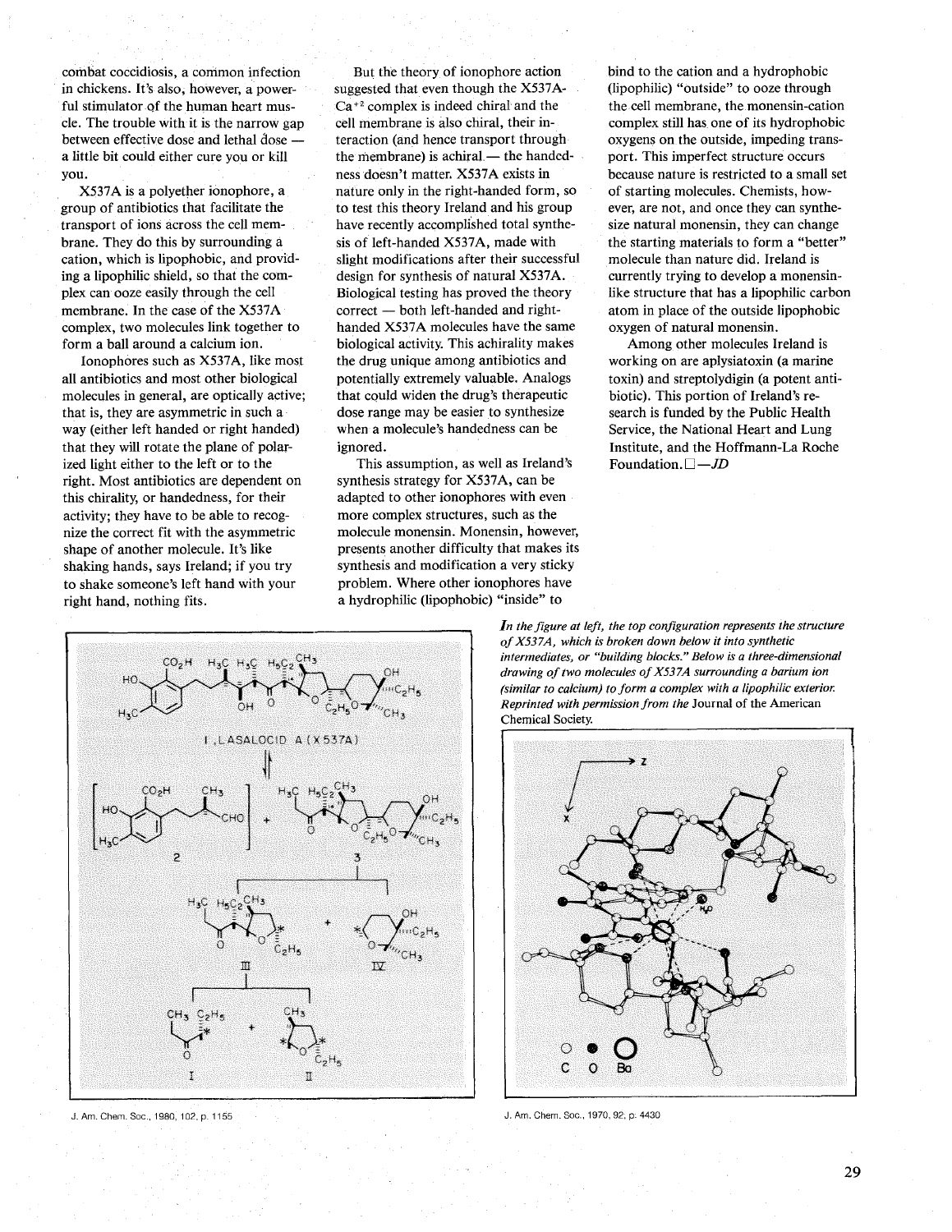combat coccidiosis, a common infection in chickens. It's also, however, a powerful stimulator of the human heart muscle. The trouble with it is the narrow gap between effective dose and lethal dose — a little bit could either cure you or kill you.

X537A is a polyether ionophore, a group of antibiotics that facilitate the transport of ions across the cell membrane. They do this by surrounding a cation, which is lipophobic, and providing a lipophilic shield, so that the complex can ooze easily through the cell membrane. In the case of the X537A complex, two molecules link together to form a ball around a calcium ion.

Ionophores such as X537A, like most all antibiotics and most other biological molecules in general, are optically active; that is, they are asymmetric in such a way (either left handed or right handed) that they will rotate the plane of polarized light either to the left or to the right. Most antibiotics are dependent on this chirality, or handedness, for their activity; they have to be able to recognize the correct fit with the asymmetric shape of another molecule. It's like shaking hands, says Ireland; if you try to shake someone's left hand with your right hand, nothing fits.

But the theory of ionophore action suggested that even though the X537A-$Ca^{+2}$ complex is indeed chiral and the cell membrane is also chiral, their interaction (and hence transport through the membrane) is achiral — the handedness doesn't matter. X537A exists in nature only in the right-handed form, so to test this theory Ireland and his group have recently accomplished total synthesis of left-handed X537A, made with slight modifications after their successful design for synthesis of natural X537A. Biological testing has proved the theory correct — both left-handed and right-handed X537A molecules have the same biological activity. This achirality makes the drug unique among antibiotics and potentially extremely valuable. Analogs that could widen the drug's therapeutic dose range may be easier to synthesize when a molecule's handedness can be ignored.

This assumption, as well as Ireland's synthesis strategy for X537A, can be adapted to other ionophores with even more complex structures, such as the molecule monensin. Monensin, however, presents another difficulty that makes its synthesis and modification a very sticky problem. Where other ionophores have a hydrophilic (lipophobic) "inside" to bind to the cation and a hydrophobic (lipophilic) "outside" to ooze through the cell membrane, the monensin-cation complex still has one of its hydrophobic oxygens on the outside, impeding transport. This imperfect structure occurs because nature is restricted to a small set of starting molecules. Chemists, however, are not, and once they can synthesize natural monensin, they can change the starting materials to form a "better" molecule than nature did. Ireland is currently trying to develop a monensin-like structure that has a lipophilic carbon atom in place of the outside lipophobic oxygen of natural monensin.

Among other molecules Ireland is working on are aplysiatoxin (a marine toxin) and streptolydigin (a potent antibiotic). This portion of Ireland's research is funded by the Public Health Service, the National Heart and Lung Institute, and the Hoffmann-La Roche Foundation. □ —*JD*

*In the figure at left, the top configuration represents the structure of X537A, which is broken down below it into synthetic intermediates, or "building blocks." Below is a three-dimensional drawing of two molecules of X537A surrounding a barium ion (similar to calcium) to form a complex with a lipophilic exterior. Reprinted with permission from the* Journal of the American Chemical Society.

I, LASALOCID A (X537A)

2

3

III

IV

I

II

J. Am. Chem. Soc., 1980, 102, p. 1155

z

x

$H_2O$

C O Ba

J. Am. Chem. Soc., 1970, 92, p. 4430